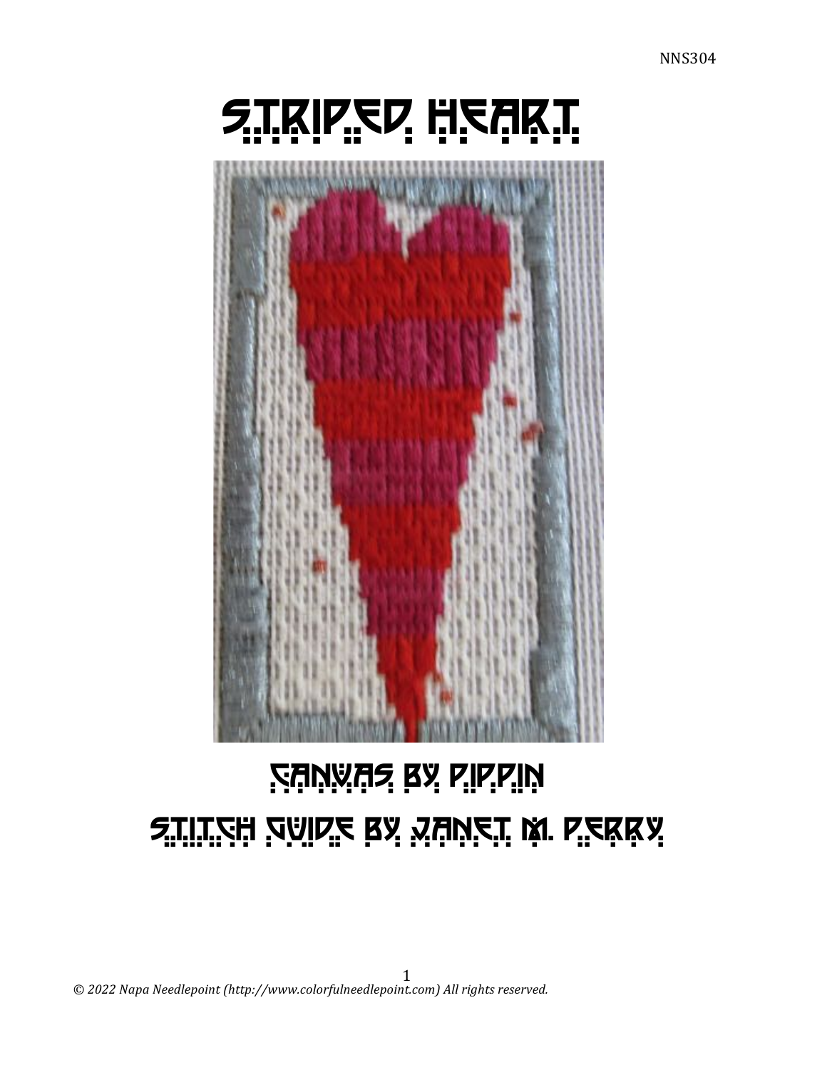NNS304

# Striped Heart

## Canvas by Pippin

## Stitch Guide by Janet M. Perry

*© 2022 Napa Needlepoint (http://www.colorfulneedlepoint.com) All rights reserved.*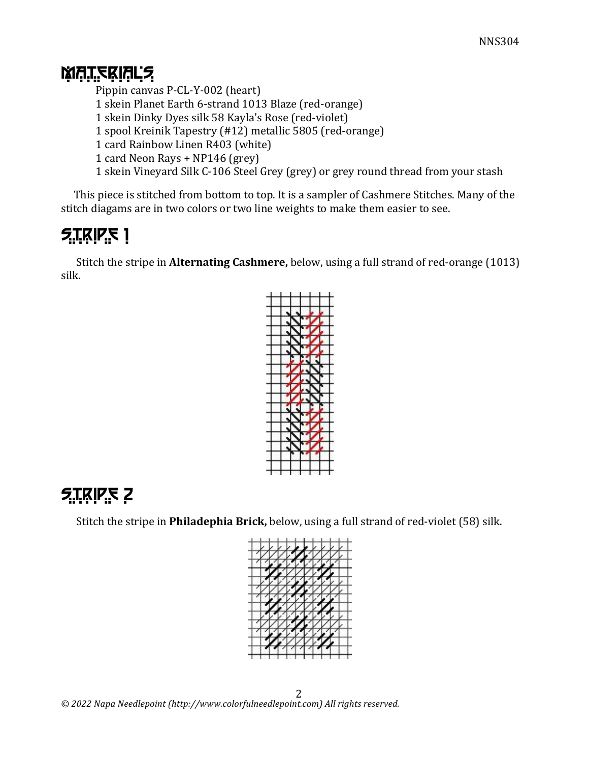## MATERIALS

Pippin canvas P-CL-Y-002 (heart)
1 skein Planet Earth 6-strand 1013 Blaze (red-orange)
1 skein Dinky Dyes silk 58 Kayla's Rose (red-violet)
1 spool Kreinik Tapestry (#12) metallic 5805 (red-orange)
1 card Rainbow Linen R403 (white)
1 card Neon Rays + NP146 (grey)
1 skein Vineyard Silk C-106 Steel Grey (grey) or grey round thread from your stash

This piece is stitched from bottom to top. It is a sampler of Cashmere Stitches. Many of the stitch diagams are in two colors or two line weights to make them easier to see.

## STRIPE 1

Stitch the stripe in **Alternating Cashmere,** below, using a full strand of red-orange (1013) silk.

## STRIPE 2

Stitch the stripe in **Philadephia Brick,** below, using a full strand of red-violet (58) silk.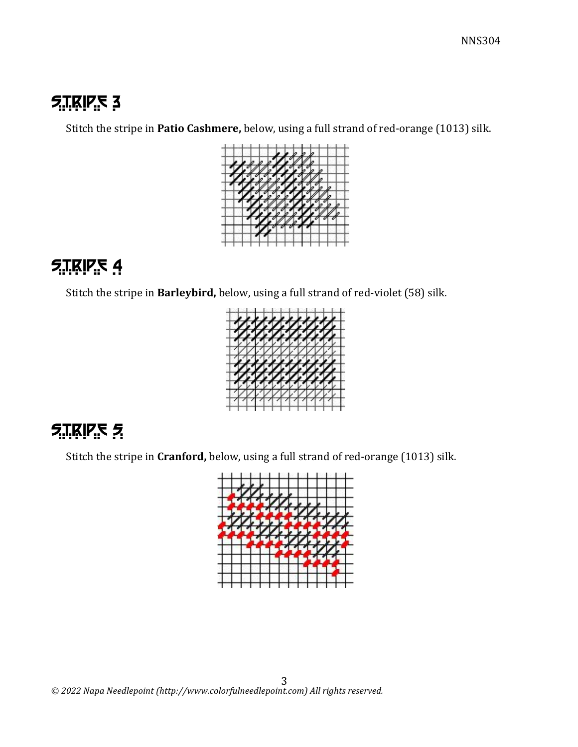## STRIPE 3

Stitch the stripe in **Patio Cashmere,** below, using a full strand of red-orange (1013) silk.

## STRIPE 4

Stitch the stripe in **Barleybird,** below, using a full strand of red-violet (58) silk.

## STRIPE 5

Stitch the stripe in **Cranford,** below, using a full strand of red-orange (1013) silk.

*© 2022 Napa Needlepoint (http://www.colorfulneedlepoint.com) All rights reserved.*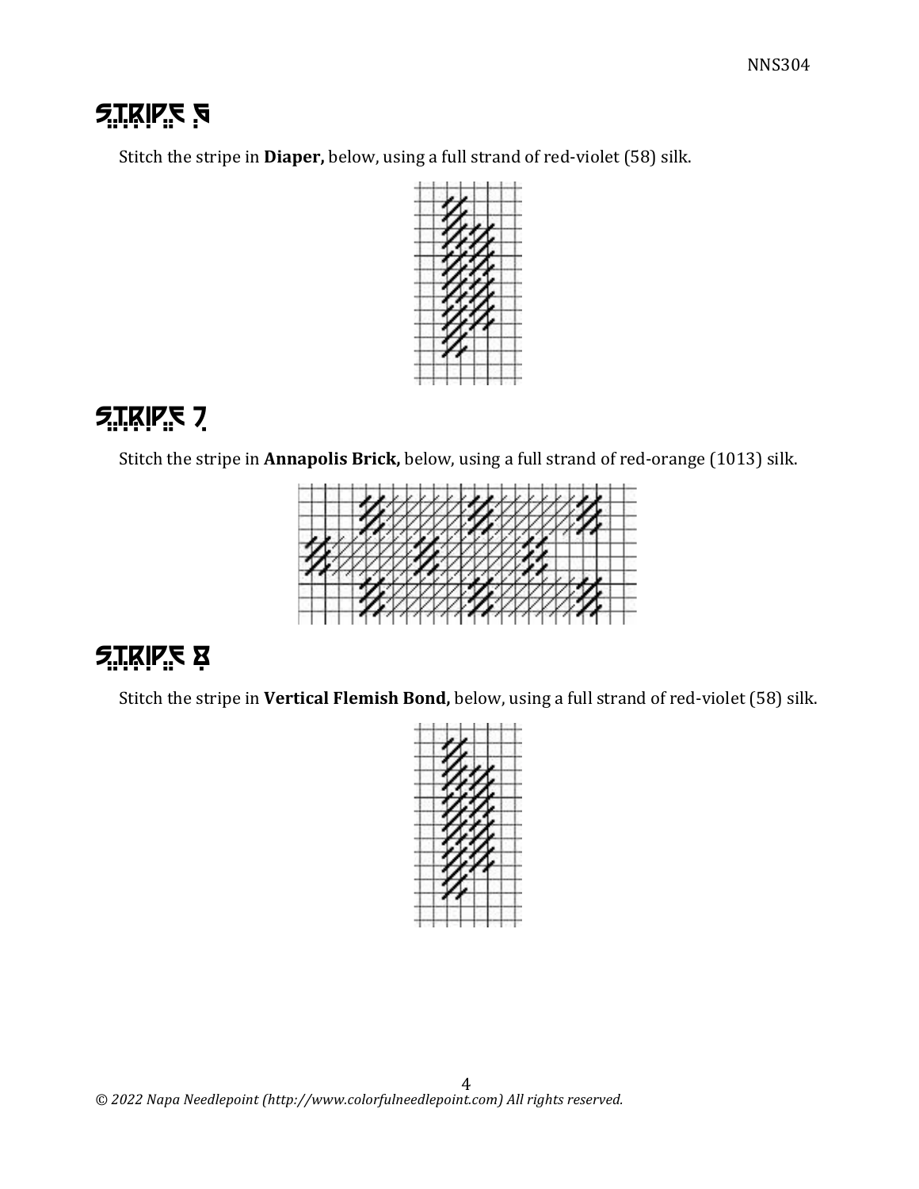## STRIPE 6

Stitch the stripe in **Diaper,** below, using a full strand of red-violet (58) silk.

## STRIPE 7

Stitch the stripe in **Annapolis Brick,** below, using a full strand of red-orange (1013) silk.

## STRIPE 8

Stitch the stripe in **Vertical Flemish Bond,** below, using a full strand of red-violet (58) silk.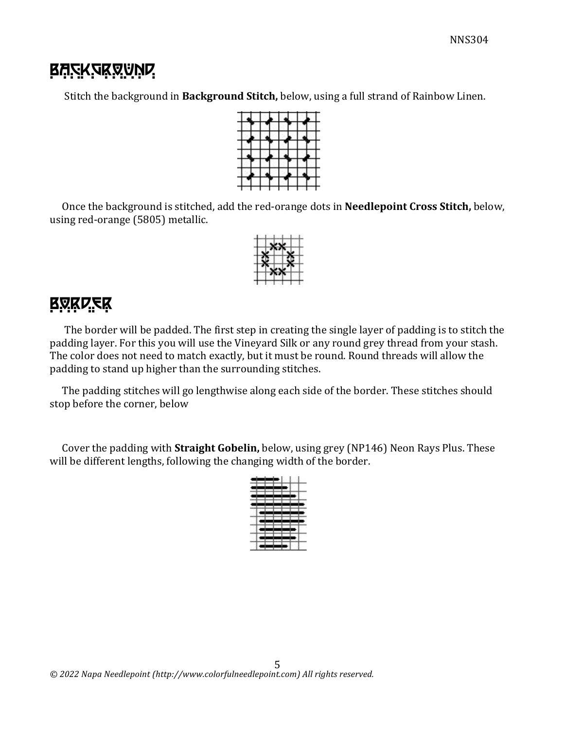## BACKGROUND

Stitch the background in **Background Stitch,** below, using a full strand of Rainbow Linen.

Once the background is stitched, add the red-orange dots in **Needlepoint Cross Stitch,** below, using red-orange (5805) metallic.

## BORDER

The border will be padded. The first step in creating the single layer of padding is to stitch the padding layer. For this you will use the Vineyard Silk or any round grey thread from your stash. The color does not need to match exactly, but it must be round. Round threads will allow the padding to stand up higher than the surrounding stitches.

The padding stitches will go lengthwise along each side of the border. These stitches should stop before the corner, below

Cover the padding with **Straight Gobelin,** below, using grey (NP146) Neon Rays Plus. These will be different lengths, following the changing width of the border.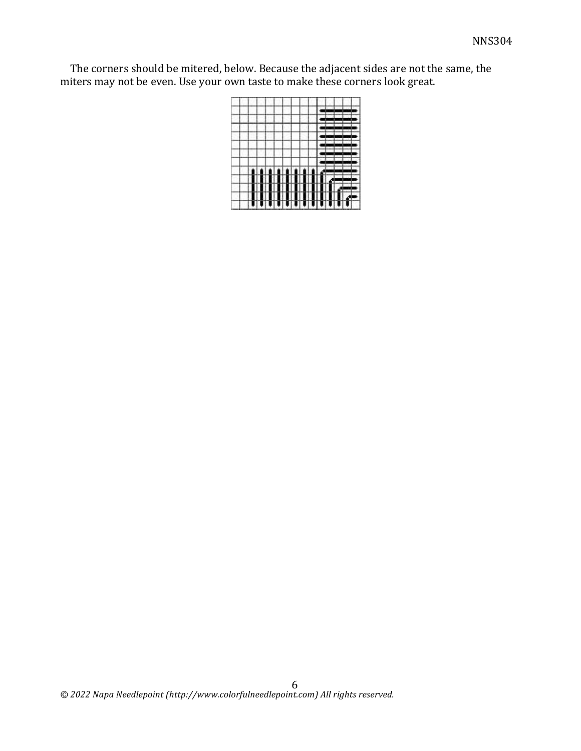The corners should be mitered, below. Because the adjacent sides are not the same, the miters may not be even. Use your own taste to make these corners look great.